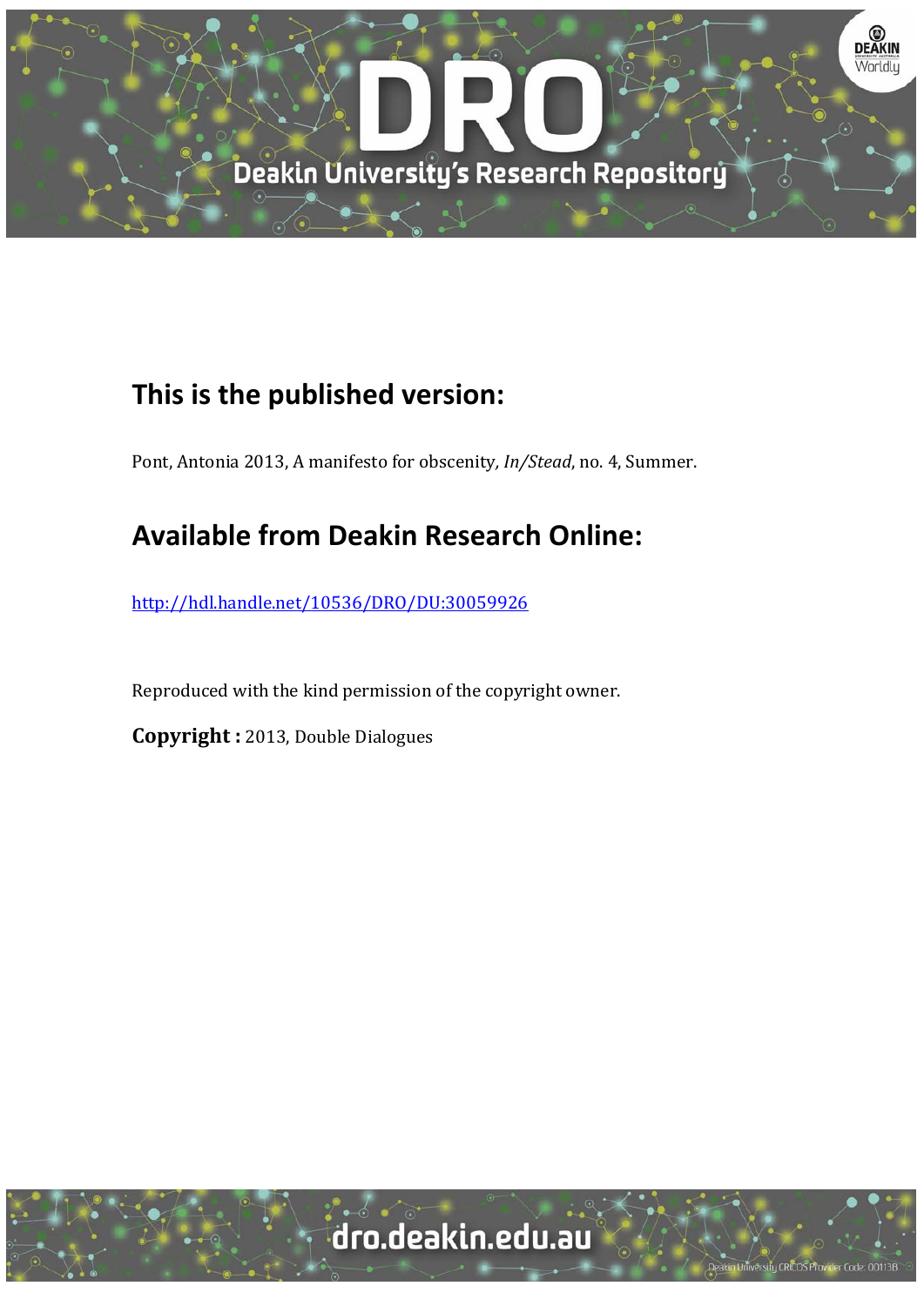## This is the published version:

Pont, Antonia 2013, A manifesto for obscenity*, In/Stead*, no. 4, Summer.

## Available from Deakin Research Online:

http://hdl.handle.net/10536/DRO/DU:30059926

Reproduced with the kind permission of the copyright owner.

**Copyright :** 2013, Double Dialogues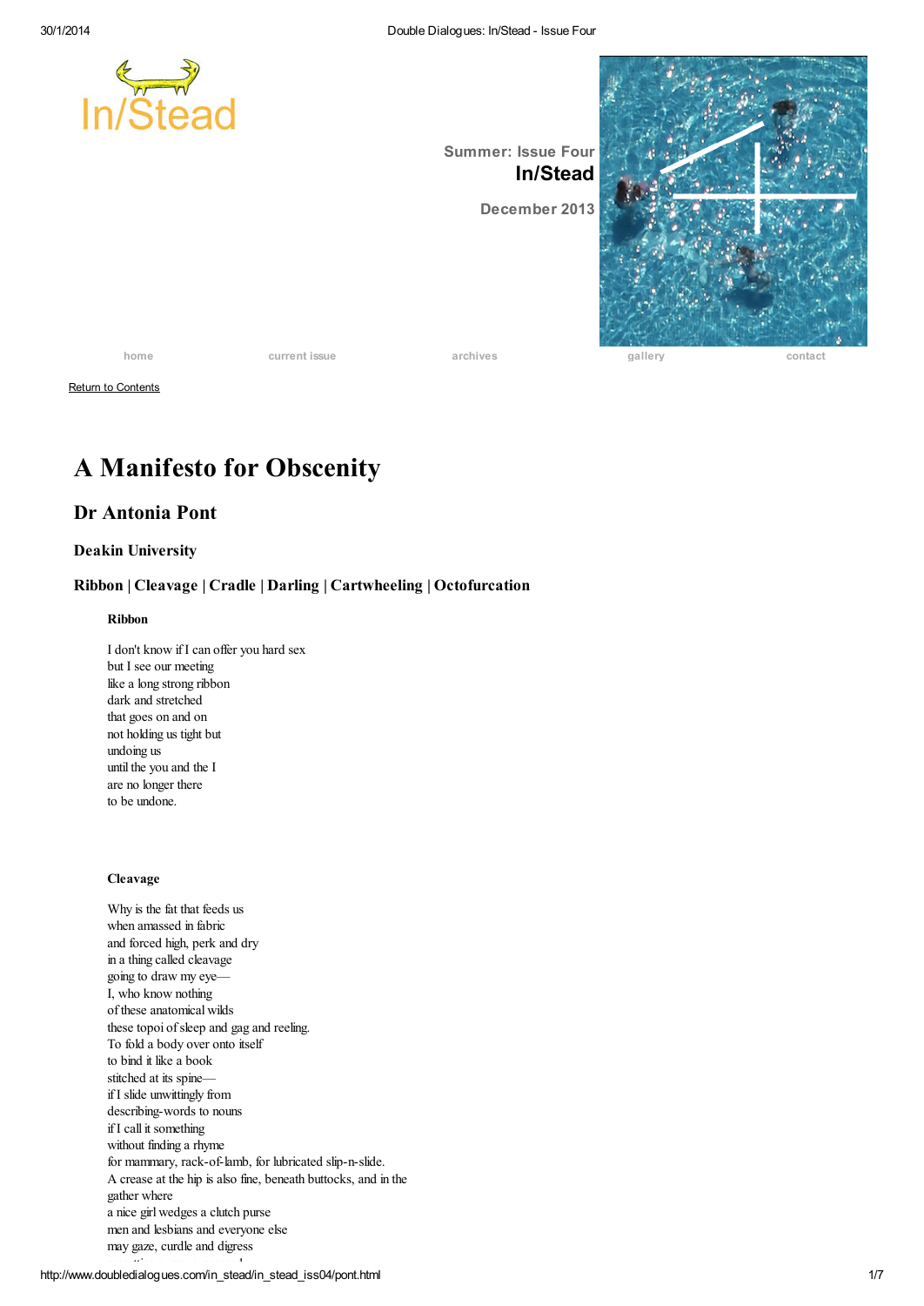Summer: Issue Four
**In/Stead**

December 2013

home | current issue | archives | gallery | contact

Return to Contents

# A Manifesto for Obscenity

## Dr Antonia Pont

### Deakin University

### Ribbon | Cleavage | Cradle | Darling | Cartwheeling | Octofurcation

**Ribbon**

I don't know if I can offer you hard sex  
but I see our meeting  
like a long strong ribbon  
dark and stretched  
that goes on and on  
not holding us tight but  
undoing us  
until the you and the I  
are no longer there  
to be undone.

**Cleavage**

Why is the fat that feeds us  
when amassed in fabric  
and forced high, perk and dry  
in a thing called cleavage  
going to draw my eye—  
I, who know nothing  
of these anatomical wilds  
these topoi of sleep and gag and reeling.  
To fold a body over onto itself  
to bind it like a book  
stitched at its spine—  
if I slide unwittingly from  
describing-words to nouns  
if I call it something  
without finding a rhyme  
for mammary, rack-of-lamb, for lubricated slip-n-slide.  
A crease at the hip is also fine, beneath buttocks, and in the  
gather where  
a nice girl wedges a clutch purse  
men and lesbians and everyone else  
may gaze, curdle and digress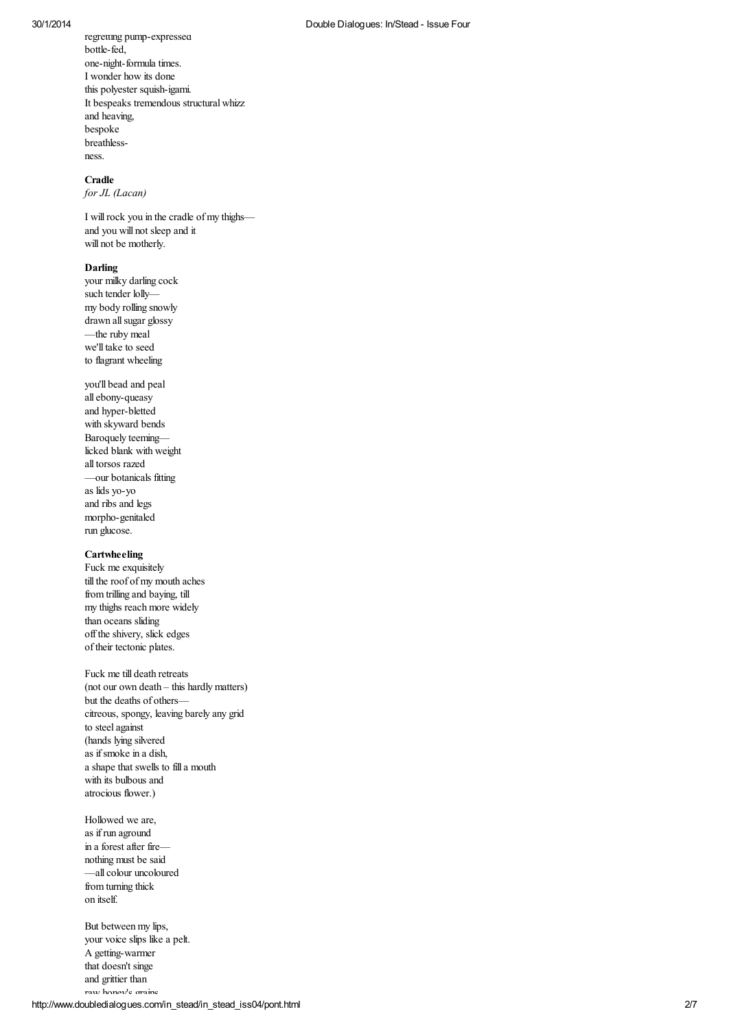regretting pump-expressed  
bottle-fed,  
one-night-formula times.  
I wonder how its done  
this polyester squish-igami.  
It bespeaks tremendous structural whizz  
and heaving,  
bespoke  
breathless-  
ness.

**Cradle**  
*for JL (Lacan)*

I will rock you in the cradle of my thighs—  
and you will not sleep and it  
will not be motherly.

**Darling**  
your milky darling cock  
such tender lolly—  
my body rolling snowly  
drawn all sugar glossy  
—the ruby meal  
we'll take to seed  
to flagrant wheeling

you'll bead and peal  
all ebony-queasy  
and hyper-bletted  
with skyward bends  
Baroquely teeming—  
licked blank with weight  
all torsos razed  
—our botanicals fitting  
as lids yo-yo  
and ribs and legs  
morpho-genitaled  
run glucose.

**Cartwheeling**  
Fuck me exquisitely  
till the roof of my mouth aches  
from trilling and baying, till  
my thighs reach more widely  
than oceans sliding  
off the shivery, slick edges  
of their tectonic plates.

Fuck me till death retreats  
(not our own death – this hardly matters)  
but the deaths of others—  
citreous, spongy, leaving barely any grid  
to steel against  
(hands lying silvered  
as if smoke in a dish,  
a shape that swells to fill a mouth  
with its bulbous and  
atrocious flower.)

Hollowed we are,  
as if run aground  
in a forest after fire—  
nothing must be said  
—all colour uncoloured  
from turning thick  
on itself.

But between my lips,  
your voice slips like a pelt.  
A getting-warmer  
that doesn't singe  
and grittier than  
raw honey's grains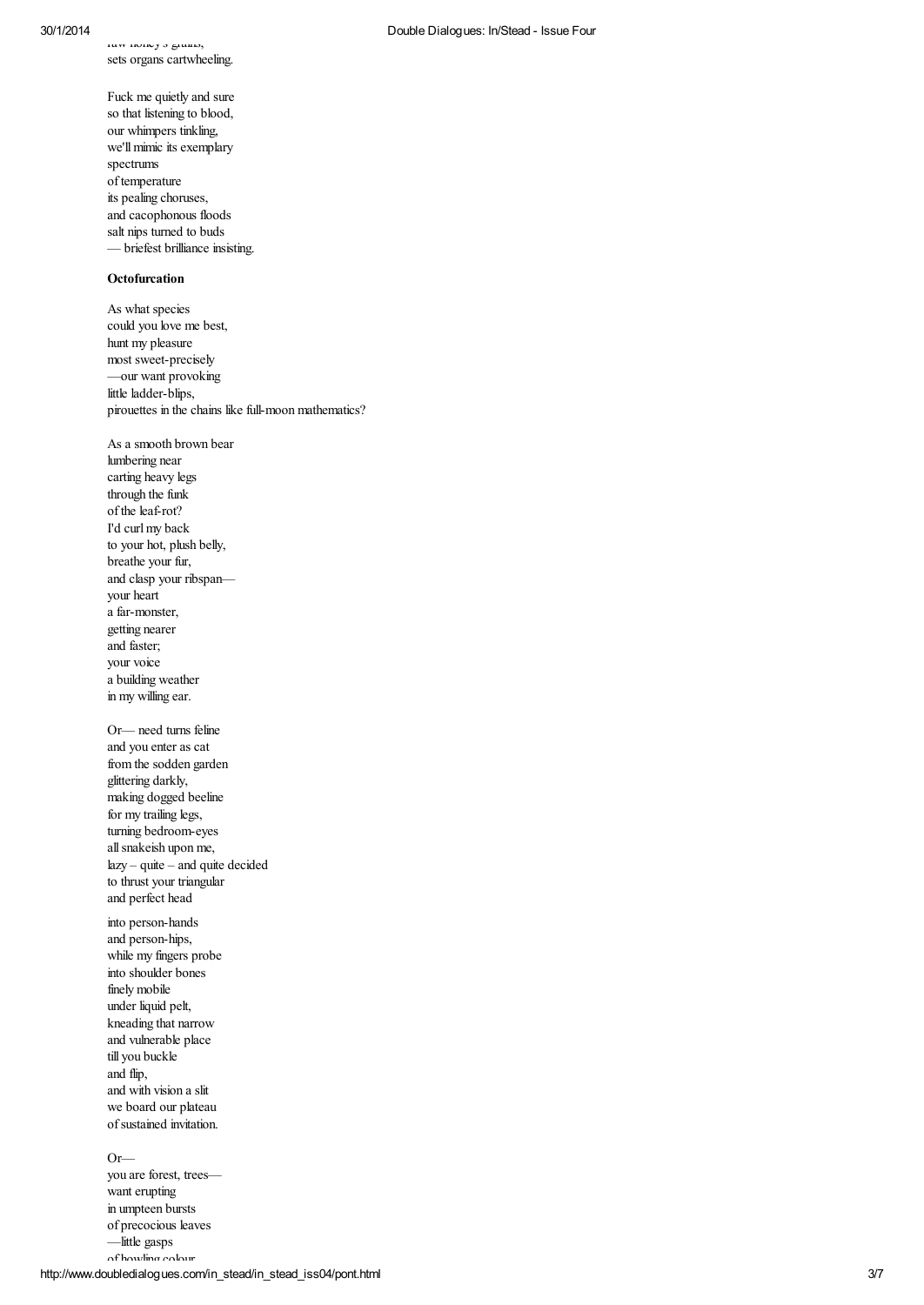raw honey's grains,
sets organs cartwheeling.

Fuck me quietly and sure
so that listening to blood,
our whimpers tinkling,
we'll mimic its exemplary
spectrums
of temperature
its pealing choruses,
and cacophonous floods
salt nips turned to buds
— briefest brilliance insisting.

**Octofurcation**

As what species
could you love me best,
hunt my pleasure
most sweet-precisely
—our want provoking
little ladder-blips,
pirouettes in the chains like full-moon mathematics?

As a smooth brown bear
lumbering near
carting heavy legs
through the funk
of the leaf-rot?
I'd curl my back
to your hot, plush belly,
breathe your fur,
and clasp your ribspan—
your heart
a far-monster,
getting nearer
and faster;
your voice
a building weather
in my willing ear.

Or— need turns feline
and you enter as cat
from the sodden garden
glittering darkly,
making dogged beeline
for my trailing legs,
turning bedroom-eyes
all snakeish upon me,
lazy – quite – and quite decided
to thrust your triangular
and perfect head

into person-hands
and person-hips,
while my fingers probe
into shoulder bones
finely mobile
under liquid pelt,
kneading that narrow
and vulnerable place
till you buckle
and flip,
and with vision a slit
we board our plateau
of sustained invitation.

Or—
you are forest, trees—
want erupting
in umpteen bursts
of precocious leaves
—little gasps
of howling colour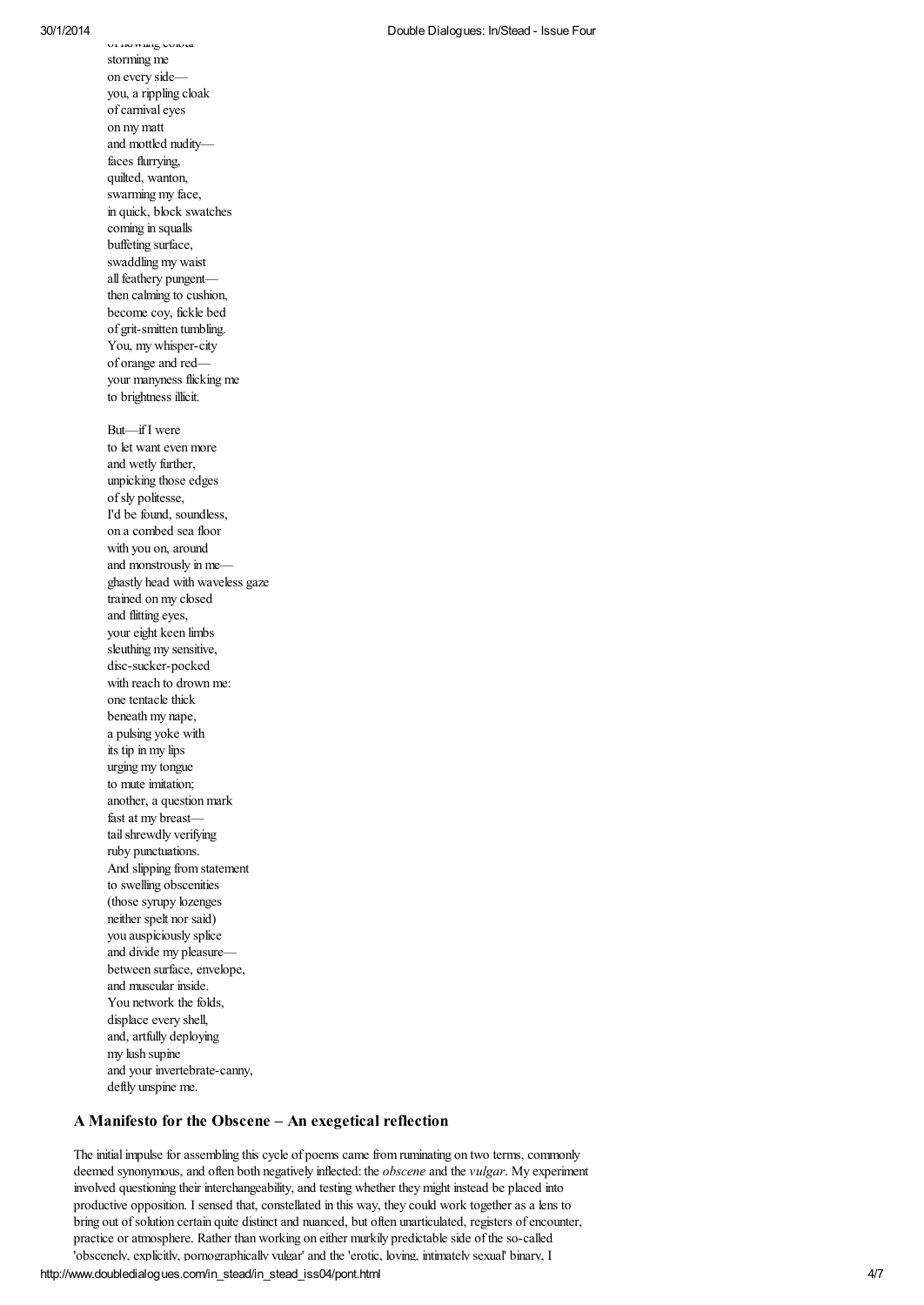of flowing colour
storming me
on every side—
you, a rippling cloak
of carnival eyes
on my matt
and mottled nudity—
faces flurrying,
quilted, wanton,
swarming my face,
in quick, block swatches
coming in squalls
buffeting surface,
swaddling my waist
all feathery pungent—
then calming to cushion,
become coy, fickle bed
of grit-smitten tumbling.
You, my whisper-city
of orange and red—
your manyness flicking me
to brightness illicit.

But—if I were
to let want even more
and wetly further,
unpicking those edges
of sly politesse,
I'd be found, soundless,
on a combed sea floor
with you on, around
and monstrously in me—
ghastly head with waveless gaze
trained on my closed
and flitting eyes,
your eight keen limbs
sleuthing my sensitive,
disc-sucker-pocked
with reach to drown me:
one tentacle thick
beneath my nape,
a pulsing yoke with
its tip in my lips
urging my tongue
to mute imitation;
another, a question mark
fast at my breast—
tail shrewdly verifying
ruby punctuations.
And slipping from statement
to swelling obscenities
(those syrupy lozenges
neither spelt nor said)
you auspiciously splice
and divide my pleasure—
between surface, envelope,
and muscular inside.
You network the folds,
displace every shell,
and, artfully deploying
my lush supine
and your invertebrate-canny,
deftly unspine me.

### A Manifesto for the Obscene – An exegetical reflection

The initial impulse for assembling this cycle of poems came from ruminating on two terms, commonly deemed synonymous, and often both negatively inflected: the *obscene* and the *vulgar*. My experiment involved questioning their interchangeability, and testing whether they might instead be placed into productive opposition. I sensed that, constellated in this way, they could work together as a lens to bring out of solution certain quite distinct and nuanced, but often unarticulated, registers of encounter, practice or atmosphere. Rather than working on either murkily predictable side of the so-called 'obscenely, explicitly, pornographically vulgar' and the 'erotic, loving, intimately sexual' binary, I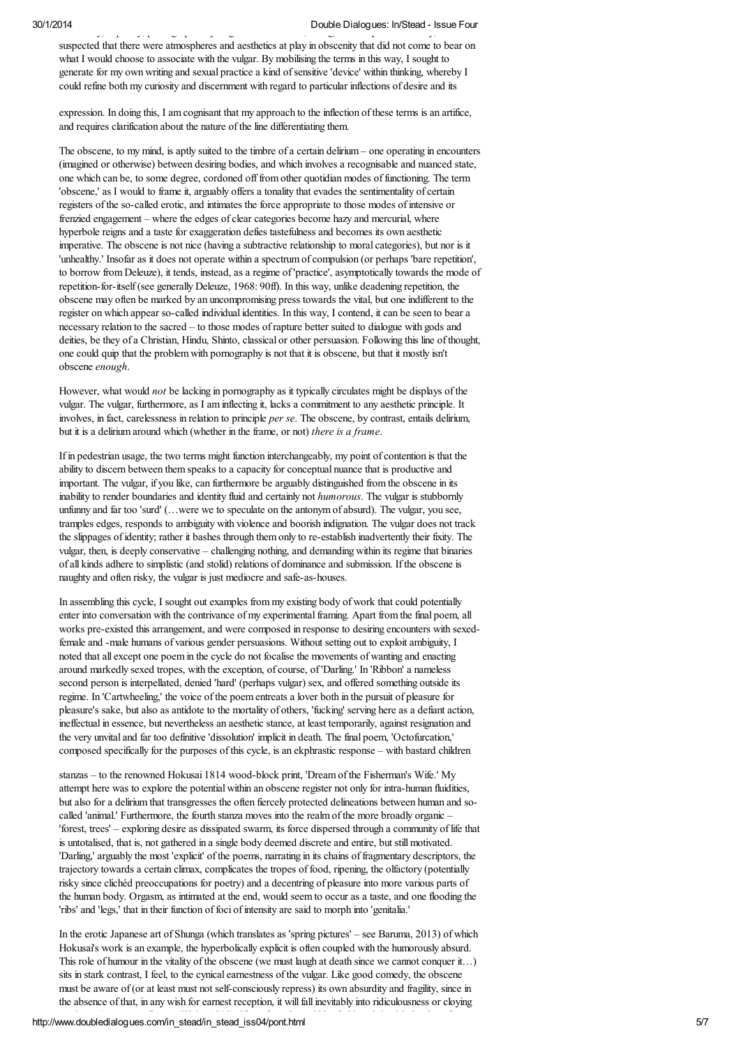suspected that there were atmospheres and aesthetics at play in obscenity that did not come to bear on what I would choose to associate with the vulgar. By mobilising the terms in this way, I sought to generate for my own writing and sexual practice a kind of sensitive 'device' within thinking, whereby I could refine both my curiosity and discernment with regard to particular inflections of desire and its

expression. In doing this, I am cognisant that my approach to the inflection of these terms is an artifice, and requires clarification about the nature of the line differentiating them.

The obscene, to my mind, is aptly suited to the timbre of a certain delirium – one operating in encounters (imagined or otherwise) between desiring bodies, and which involves a recognisable and nuanced state, one which can be, to some degree, cordoned off from other quotidian modes of functioning. The term 'obscene,' as I would to frame it, arguably offers a tonality that evades the sentimentality of certain registers of the so-called erotic, and intimates the force appropriate to those modes of intensive or frenzied engagement – where the edges of clear categories become hazy and mercurial, where hyperbole reigns and a taste for exaggeration defies tastefulness and becomes its own aesthetic imperative. The obscene is not nice (having a subtractive relationship to moral categories), but nor is it 'unhealthy.' Insofar as it does not operate within a spectrum of compulsion (or perhaps 'bare repetition', to borrow from Deleuze), it tends, instead, as a regime of 'practice', asymptotically towards the mode of repetition-for-itself (see generally Deleuze, 1968: 90ff). In this way, unlike deadening repetition, the obscene may often be marked by an uncompromising press towards the vital, but one indifferent to the register on which appear so-called individual identities. In this way, I contend, it can be seen to bear a necessary relation to the sacred – to those modes of rapture better suited to dialogue with gods and deities, be they of a Christian, Hindu, Shinto, classical or other persuasion. Following this line of thought, one could quip that the problem with pornography is not that it is obscene, but that it mostly isn't obscene *enough*.

However, what would *not* be lacking in pornography as it typically circulates might be displays of the vulgar. The vulgar, furthermore, as I am inflecting it, lacks a commitment to any aesthetic principle. It involves, in fact, carelessness in relation to principle *per se*. The obscene, by contrast, entails delirium, but it is a delirium around which (whether in the frame, or not) *there is a frame*.

If in pedestrian usage, the two terms might function interchangeably, my point of contention is that the ability to discern between them speaks to a capacity for conceptual nuance that is productive and important. The vulgar, if you like, can furthermore be arguably distinguished from the obscene in its inability to render boundaries and identity fluid and certainly not *humorous*. The vulgar is stubbornly unfunny and far too 'surd' (…were we to speculate on the antonym of absurd). The vulgar, you see, tramples edges, responds to ambiguity with violence and boorish indignation. The vulgar does not track the slippages of identity; rather it bashes through them only to re-establish inadvertently their fixity. The vulgar, then, is deeply conservative – challenging nothing, and demanding within its regime that binaries of all kinds adhere to simplistic (and stolid) relations of dominance and submission. If the obscene is naughty and often risky, the vulgar is just mediocre and safe-as-houses.

In assembling this cycle, I sought out examples from my existing body of work that could potentially enter into conversation with the contrivance of my experimental framing. Apart from the final poem, all works pre-existed this arrangement, and were composed in response to desiring encounters with sexed-female and -male humans of various gender persuasions. Without setting out to exploit ambiguity, I noted that all except one poem in the cycle do not focalise the movements of wanting and enacting around markedly sexed tropes, with the exception, of course, of 'Darling.' In 'Ribbon' a nameless second person is interpellated, denied 'hard' (perhaps vulgar) sex, and offered something outside its regime. In 'Cartwheeling,' the voice of the poem entreats a lover both in the pursuit of pleasure for pleasure's sake, but also as antidote to the mortality of others, 'fucking' serving here as a defiant action, ineffectual in essence, but nevertheless an aesthetic stance, at least temporarily, against resignation and the very unvital and far too definitive 'dissolution' implicit in death. The final poem, 'Octofurcation,' composed specifically for the purposes of this cycle, is an ekphrastic response – with bastard children

stanzas – to the renowned Hokusai 1814 wood-block print, 'Dream of the Fisherman's Wife.' My attempt here was to explore the potential within an obscene register not only for intra-human fluidities, but also for a delirium that transgresses the often fiercely protected delineations between human and so-called 'animal.' Furthermore, the fourth stanza moves into the realm of the more broadly organic – 'forest, trees' – exploring desire as dissipated swarm, its force dispersed through a community of life that is untotalised, that is, not gathered in a single body deemed discrete and entire, but still motivated. 'Darling,' arguably the most 'explicit' of the poems, narrating in its chains of fragmentary descriptors, the trajectory towards a certain climax, complicates the tropes of food, ripening, the olfactory (potentially risky since clichéd preoccupations for poetry) and a decentring of pleasure into more various parts of the human body. Orgasm, as intimated at the end, would seem to occur as a taste, and one flooding the 'ribs' and 'legs,' that in their function of foci of intensity are said to morph into 'genitalia.'

In the erotic Japanese art of Shunga (which translates as 'spring pictures' – see Baruma, 2013) of which Hokusai's work is an example, the hyperbolically explicit is often coupled with the humorously absurd. This role of humour in the vitality of the obscene (we must laugh at death since we cannot conquer it…) sits in stark contrast, I feel, to the cynical earnestness of the vulgar. Like good comedy, the obscene must be aware of (or at least must not self-consciously repress) its own absurdity and fragility, since in the absence of that, in any wish for earnest reception, it will fall inevitably into ridiculousness or cloying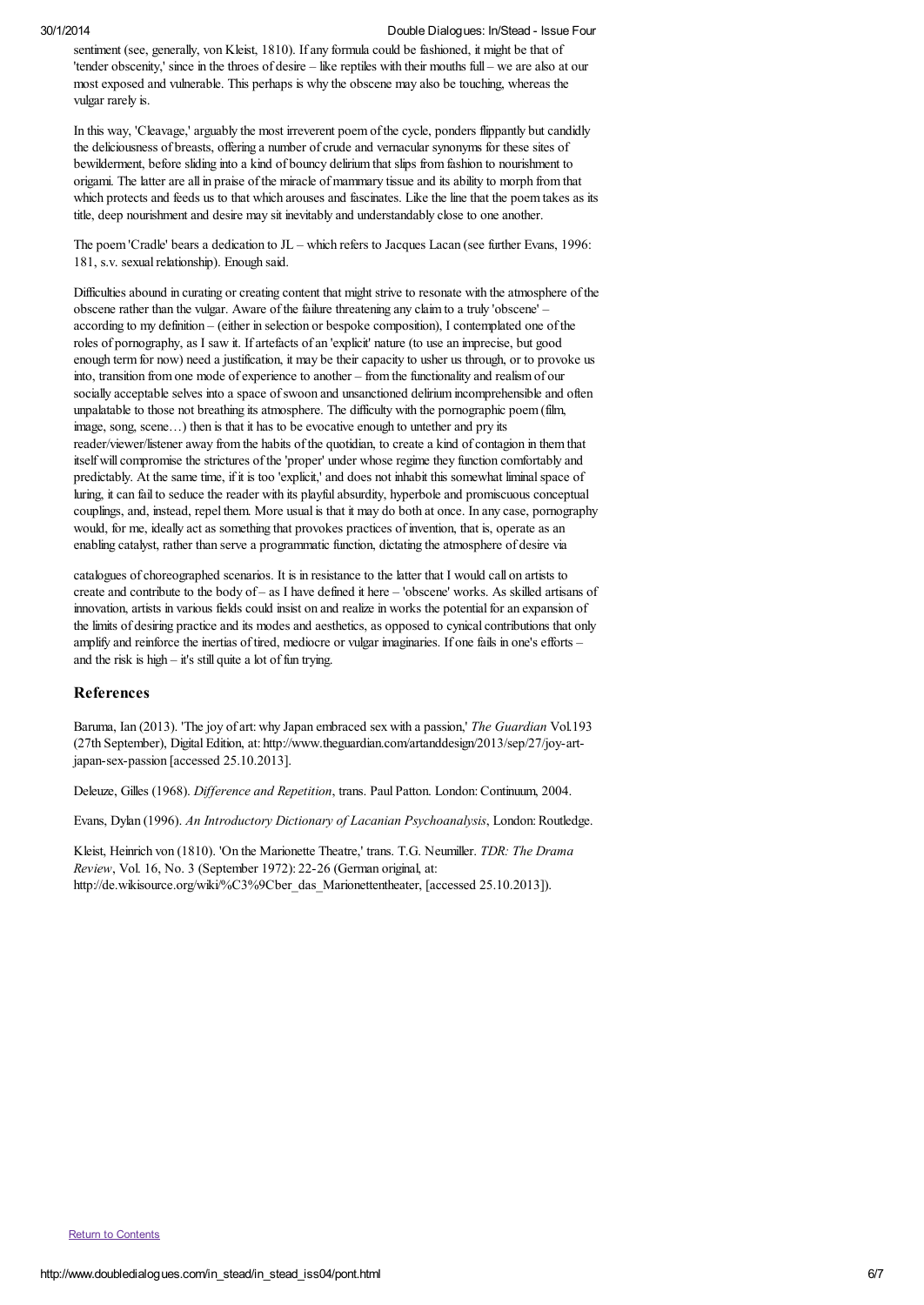sentiment (see, generally, von Kleist, 1810). If any formula could be fashioned, it might be that of 'tender obscenity,' since in the throes of desire – like reptiles with their mouths full – we are also at our most exposed and vulnerable. This perhaps is why the obscene may also be touching, whereas the vulgar rarely is.

In this way, 'Cleavage,' arguably the most irreverent poem of the cycle, ponders flippantly but candidly the deliciousness of breasts, offering a number of crude and vernacular synonyms for these sites of bewilderment, before sliding into a kind of bouncy delirium that slips from fashion to nourishment to origami. The latter are all in praise of the miracle of mammary tissue and its ability to morph from that which protects and feeds us to that which arouses and fascinates. Like the line that the poem takes as its title, deep nourishment and desire may sit inevitably and understandably close to one another.

The poem 'Cradle' bears a dedication to JL – which refers to Jacques Lacan (see further Evans, 1996: 181, s.v. sexual relationship). Enough said.

Difficulties abound in curating or creating content that might strive to resonate with the atmosphere of the obscene rather than the vulgar. Aware of the failure threatening any claim to a truly 'obscene' – according to my definition – (either in selection or bespoke composition), I contemplated one of the roles of pornography, as I saw it. If artefacts of an 'explicit' nature (to use an imprecise, but good enough term for now) need a justification, it may be their capacity to usher us through, or to provoke us into, transition from one mode of experience to another – from the functionality and realism of our socially acceptable selves into a space of swoon and unsanctioned delirium incomprehensible and often unpalatable to those not breathing its atmosphere. The difficulty with the pornographic poem (film, image, song, scene…) then is that it has to be evocative enough to untether and pry its reader/viewer/listener away from the habits of the quotidian, to create a kind of contagion in them that itself will compromise the strictures of the 'proper' under whose regime they function comfortably and predictably. At the same time, if it is too 'explicit,' and does not inhabit this somewhat liminal space of luring, it can fail to seduce the reader with its playful absurdity, hyperbole and promiscuous conceptual couplings, and, instead, repel them. More usual is that it may do both at once. In any case, pornography would, for me, ideally act as something that provokes practices of invention, that is, operate as an enabling catalyst, rather than serve a programmatic function, dictating the atmosphere of desire via catalogues of choreographed scenarios. It is in resistance to the latter that I would call on artists to create and contribute to the body of – as I have defined it here – 'obscene' works. As skilled artisans of innovation, artists in various fields could insist on and realize in works the potential for an expansion of the limits of desiring practice and its modes and aesthetics, as opposed to cynical contributions that only amplify and reinforce the inertias of tired, mediocre or vulgar imaginaries. If one fails in one's efforts – and the risk is high – it's still quite a lot of fun trying.

## References

Baruma, Ian (2013). 'The joy of art: why Japan embraced sex with a passion,' *The Guardian* Vol.193 (27th September), Digital Edition, at: http://www.theguardian.com/artanddesign/2013/sep/27/joy-art-japan-sex-passion [accessed 25.10.2013].

Deleuze, Gilles (1968). *Difference and Repetition*, trans. Paul Patton. London: Continuum, 2004.

Evans, Dylan (1996). *An Introductory Dictionary of Lacanian Psychoanalysis*, London: Routledge.

Kleist, Heinrich von (1810). 'On the Marionette Theatre,' trans. T.G. Neumiller. *TDR: The Drama Review*, Vol. 16, No. 3 (September 1972): 22-26 (German original, at: http://de.wikisource.org/wiki/%C3%9Cber_das_Marionettentheater, [accessed 25.10.2013]).

Return to Contents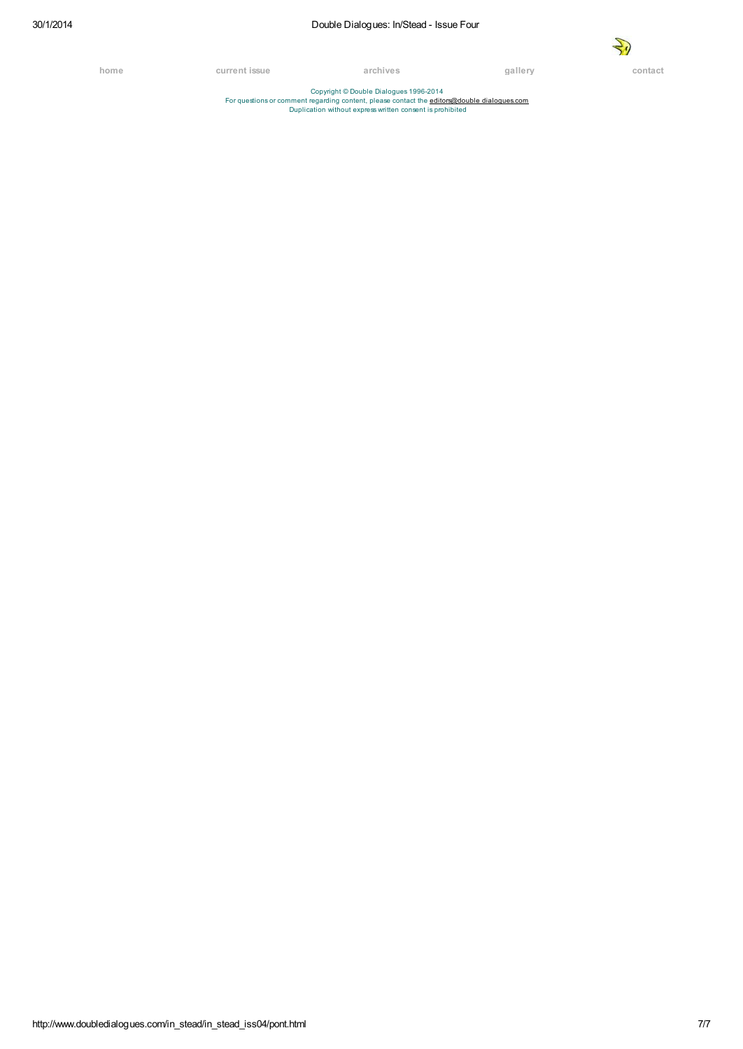home current issue archives gallery contact

Copyright © Double Dialogues 1996-2014
For questions or comment regarding content, please contact the editors@double dialogues.com
Duplication without express written consent is prohibited